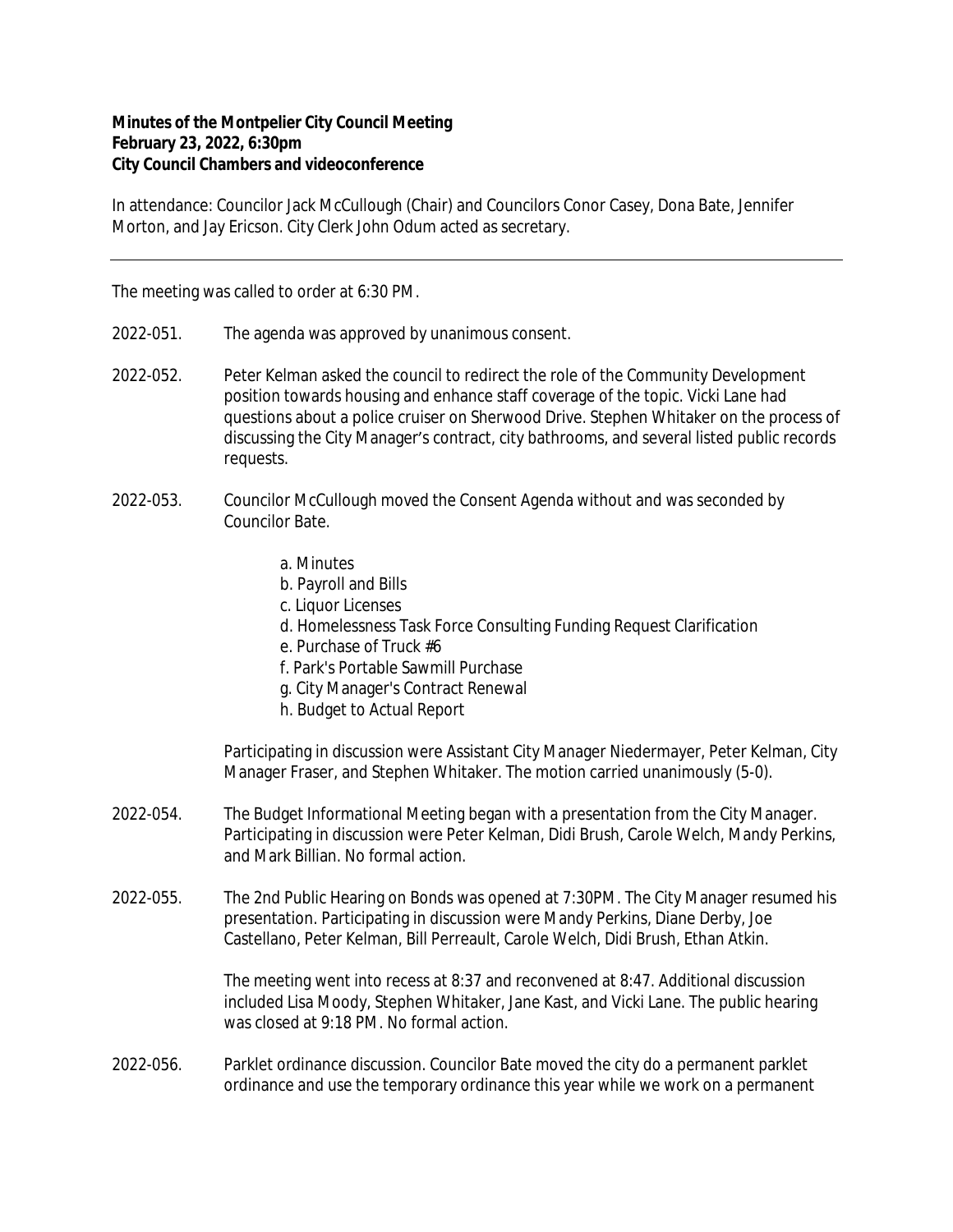**Minutes of the Montpelier City Council Meeting**
**February 23, 2022, 6:30pm**
**City Council Chambers and videoconference**

In attendance: Councilor Jack McCullough (Chair) and Councilors Conor Casey, Dona Bate, Jennifer Morton, and Jay Ericson. City Clerk John Odum acted as secretary.

---

The meeting was called to order at 6:30 PM.

2022-051. The agenda was approved by unanimous consent.

2022-052. Peter Kelman asked the council to redirect the role of the Community Development position towards housing and enhance staff coverage of the topic. Vicki Lane had questions about a police cruiser on Sherwood Drive. Stephen Whitaker on the process of discussing the City Manager's contract, city bathrooms, and several listed public records requests.

2022-053. Councilor McCullough moved the Consent Agenda without and was seconded by Councilor Bate.

a. Minutes
b. Payroll and Bills
c. Liquor Licenses
d. Homelessness Task Force Consulting Funding Request Clarification
e. Purchase of Truck #6
f. Park's Portable Sawmill Purchase
g. City Manager's Contract Renewal
h. Budget to Actual Report

Participating in discussion were Assistant City Manager Niedermayer, Peter Kelman, City Manager Fraser, and Stephen Whitaker. The motion carried unanimously (5-0).

2022-054. The Budget Informational Meeting began with a presentation from the City Manager. Participating in discussion were Peter Kelman, Didi Brush, Carole Welch, Mandy Perkins, and Mark Billian. No formal action.

2022-055. The 2nd Public Hearing on Bonds was opened at 7:30PM. The City Manager resumed his presentation. Participating in discussion were Mandy Perkins, Diane Derby, Joe Castellano, Peter Kelman, Bill Perreault, Carole Welch, Didi Brush, Ethan Atkin.

The meeting went into recess at 8:37 and reconvened at 8:47. Additional discussion included Lisa Moody, Stephen Whitaker, Jane Kast, and Vicki Lane. The public hearing was closed at 9:18 PM. No formal action.

2022-056. Parklet ordinance discussion. Councilor Bate moved the city do a permanent parklet ordinance and use the temporary ordinance this year while we work on a permanent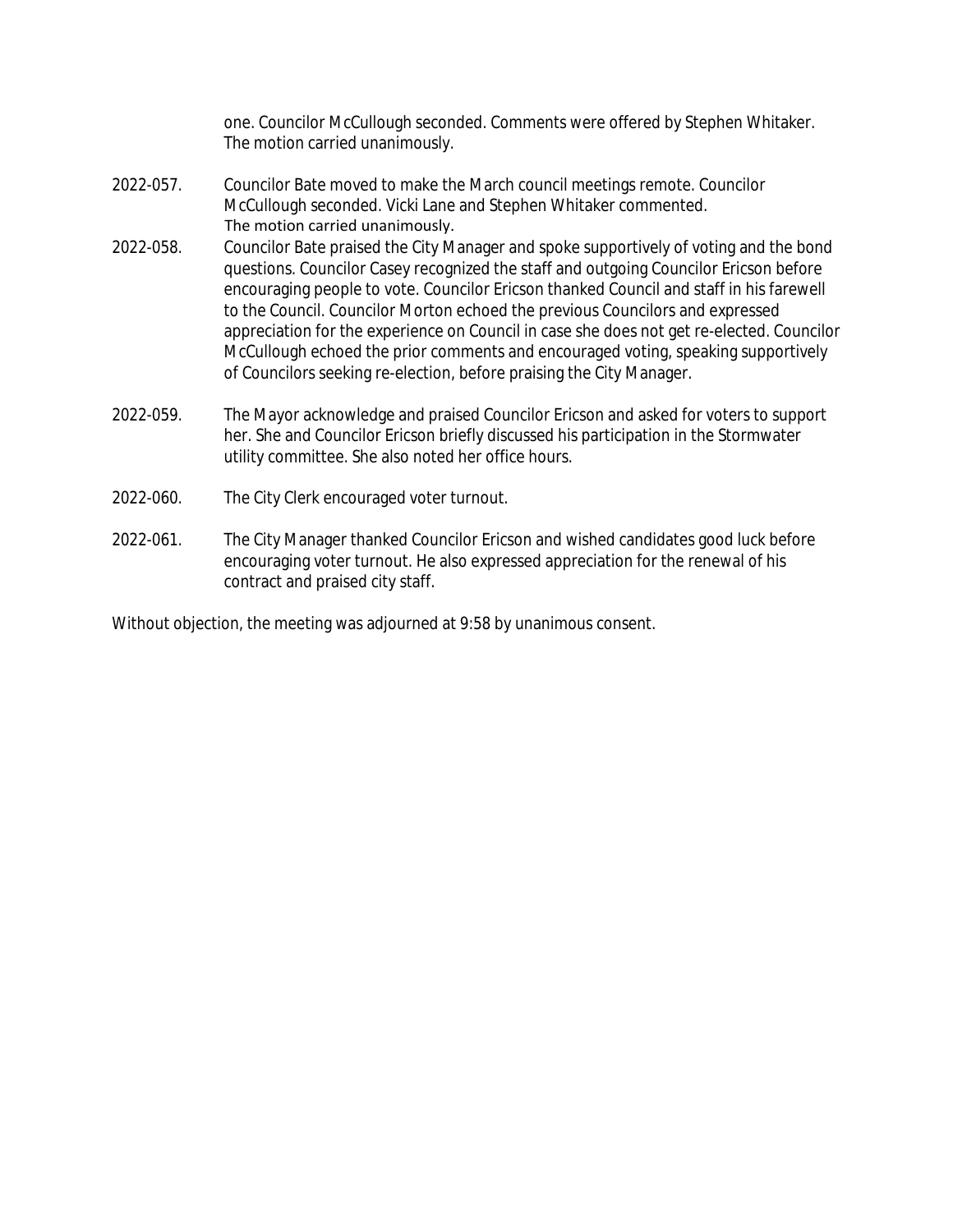one. Councilor McCullough seconded. Comments were offered by Stephen Whitaker. The motion carried unanimously.

2022-057. Councilor Bate moved to make the March council meetings remote. Councilor McCullough seconded. Vicki Lane and Stephen Whitaker commented. The motion carried unanimously.

2022-058. Councilor Bate praised the City Manager and spoke supportively of voting and the bond questions. Councilor Casey recognized the staff and outgoing Councilor Ericson before encouraging people to vote. Councilor Ericson thanked Council and staff in his farewell to the Council. Councilor Morton echoed the previous Councilors and expressed appreciation for the experience on Council in case she does not get re-elected. Councilor McCullough echoed the prior comments and encouraged voting, speaking supportively of Councilors seeking re-election, before praising the City Manager.

2022-059. The Mayor acknowledge and praised Councilor Ericson and asked for voters to support her. She and Councilor Ericson briefly discussed his participation in the Stormwater utility committee. She also noted her office hours.

2022-060. The City Clerk encouraged voter turnout.

2022-061. The City Manager thanked Councilor Ericson and wished candidates good luck before encouraging voter turnout. He also expressed appreciation for the renewal of his contract and praised city staff.

Without objection, the meeting was adjourned at 9:58 by unanimous consent.